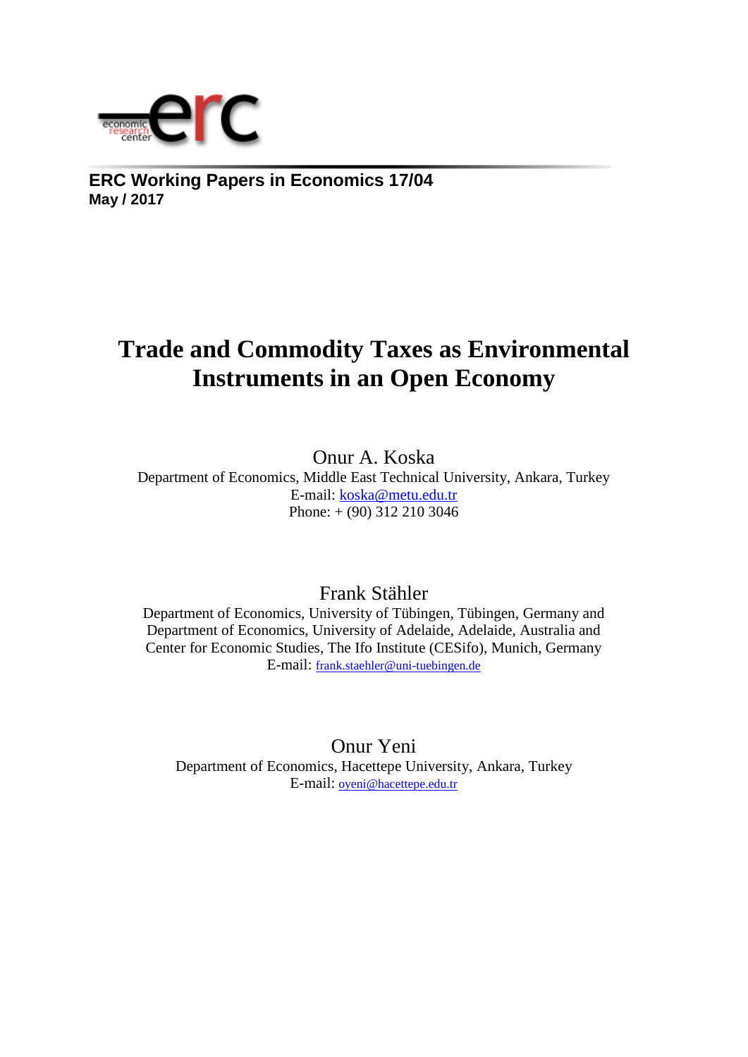**ERC Working Papers in Economics 17/04**
**May / 2017**

# Trade and Commodity Taxes as Environmental Instruments in an Open Economy

Onur A. Koska
Department of Economics, Middle East Technical University, Ankara, Turkey
E-mail: koska@metu.edu.tr
Phone: + (90) 312 210 3046

Frank Stähler
Department of Economics, University of Tübingen, Tübingen, Germany and
Department of Economics, University of Adelaide, Adelaide, Australia and
Center for Economic Studies, The Ifo Institute (CESifo), Munich, Germany
E-mail: frank.staehler@uni-tuebingen.de

Onur Yeni
Department of Economics, Hacettepe University, Ankara, Turkey
E-mail: oyeni@hacettepe.edu.tr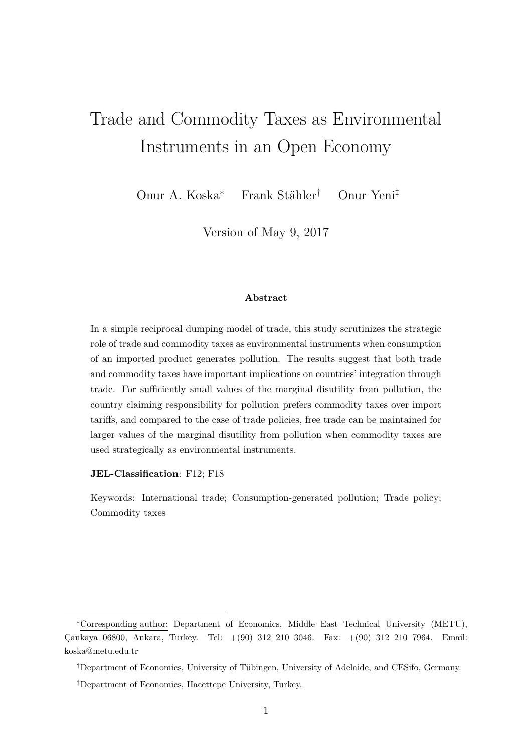# Trade and Commodity Taxes as Environmental Instruments in an Open Economy

Onur A. Koska[*] Frank Stähler[†] Onur Yeni[‡]

Version of May 9, 2017

### Abstract

In a simple reciprocal dumping model of trade, this study scrutinizes the strategic role of trade and commodity taxes as environmental instruments when consumption of an imported product generates pollution. The results suggest that both trade and commodity taxes have important implications on countries' integration through trade. For sufficiently small values of the marginal disutility from pollution, the country claiming responsibility for pollution prefers commodity taxes over import tariffs, and compared to the case of trade policies, free trade can be maintained for larger values of the marginal disutility from pollution when commodity taxes are used strategically as environmental instruments.

**JEL-Classification**: F12; F18

Keywords: International trade; Consumption-generated pollution; Trade policy; Commodity taxes

---

[*] Corresponding author: Department of Economics, Middle East Technical University (METU), Çankaya 06800, Ankara, Turkey. Tel: +(90) 312 210 3046. Fax: +(90) 312 210 7964. Email: koska@metu.edu.tr

[†] Department of Economics, University of Tübingen, University of Adelaide, and CESifo, Germany.

[‡] Department of Economics, Hacettepe University, Turkey.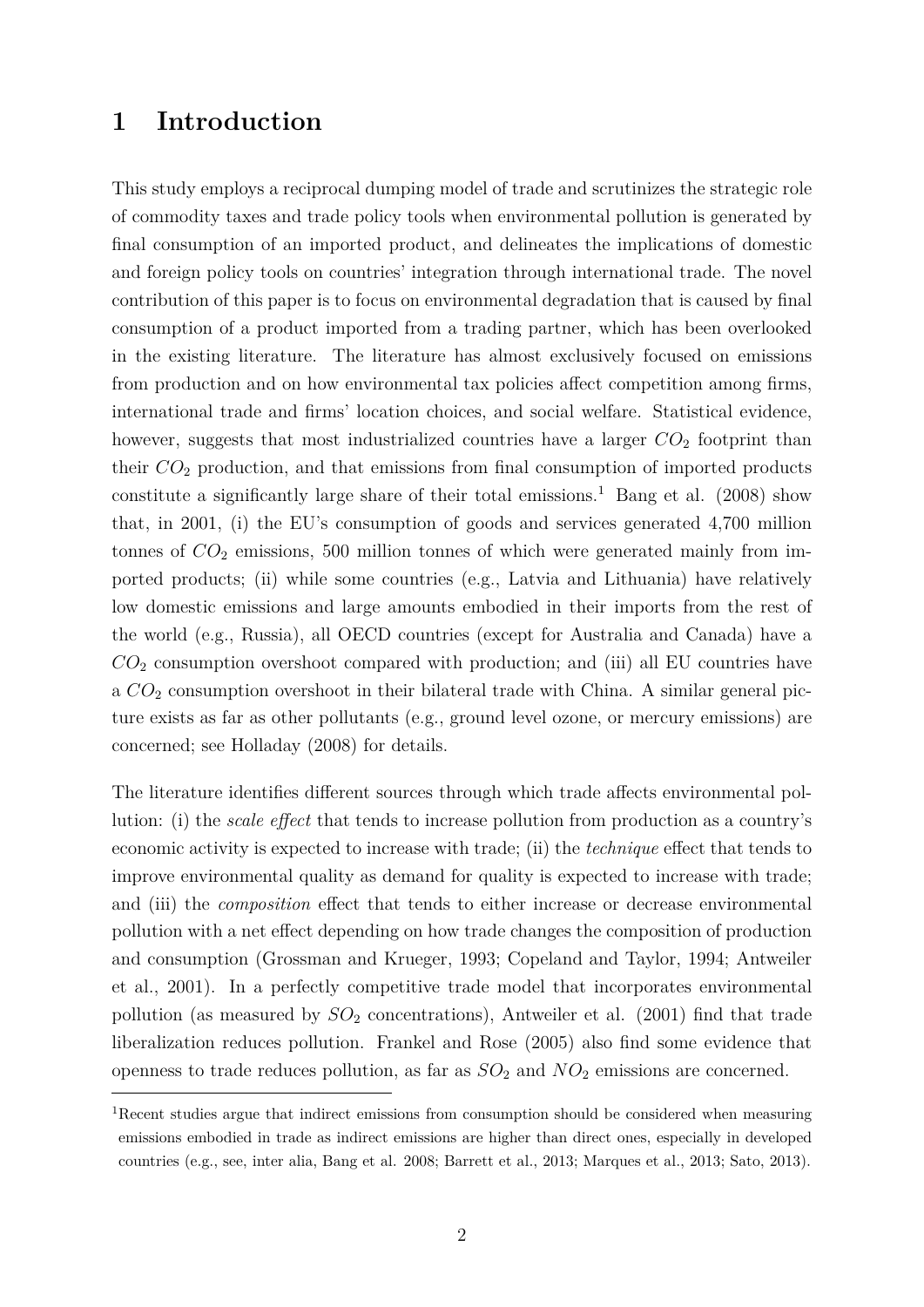# 1 Introduction

This study employs a reciprocal dumping model of trade and scrutinizes the strategic role of commodity taxes and trade policy tools when environmental pollution is generated by final consumption of an imported product, and delineates the implications of domestic and foreign policy tools on countries' integration through international trade. The novel contribution of this paper is to focus on environmental degradation that is caused by final consumption of a product imported from a trading partner, which has been overlooked in the existing literature. The literature has almost exclusively focused on emissions from production and on how environmental tax policies affect competition among firms, international trade and firms' location choices, and social welfare. Statistical evidence, however, suggests that most industrialized countries have a larger $CO_2$ footprint than their $CO_2$ production, and that emissions from final consumption of imported products constitute a significantly large share of their total emissions.[1] Bang et al. (2008) show that, in 2001, (i) the EU's consumption of goods and services generated 4,700 million tonnes of $CO_2$ emissions, 500 million tonnes of which were generated mainly from imported products; (ii) while some countries (e.g., Latvia and Lithuania) have relatively low domestic emissions and large amounts embodied in their imports from the rest of the world (e.g., Russia), all OECD countries (except for Australia and Canada) have a $CO_2$ consumption overshoot compared with production; and (iii) all EU countries have a $CO_2$ consumption overshoot in their bilateral trade with China. A similar general picture exists as far as other pollutants (e.g., ground level ozone, or mercury emissions) are concerned; see Holladay (2008) for details.

The literature identifies different sources through which trade affects environmental pollution: (i) the *scale effect* that tends to increase pollution from production as a country's economic activity is expected to increase with trade; (ii) the *technique* effect that tends to improve environmental quality as demand for quality is expected to increase with trade; and (iii) the *composition* effect that tends to either increase or decrease environmental pollution with a net effect depending on how trade changes the composition of production and consumption (Grossman and Krueger, 1993; Copeland and Taylor, 1994; Antweiler et al., 2001). In a perfectly competitive trade model that incorporates environmental pollution (as measured by $SO_2$ concentrations), Antweiler et al. (2001) find that trade liberalization reduces pollution. Frankel and Rose (2005) also find some evidence that openness to trade reduces pollution, as far as $SO_2$ and $NO_2$ emissions are concerned.

[1] Recent studies argue that indirect emissions from consumption should be considered when measuring emissions embodied in trade as indirect emissions are higher than direct ones, especially in developed countries (e.g., see, inter alia, Bang et al. 2008; Barrett et al., 2013; Marques et al., 2013; Sato, 2013).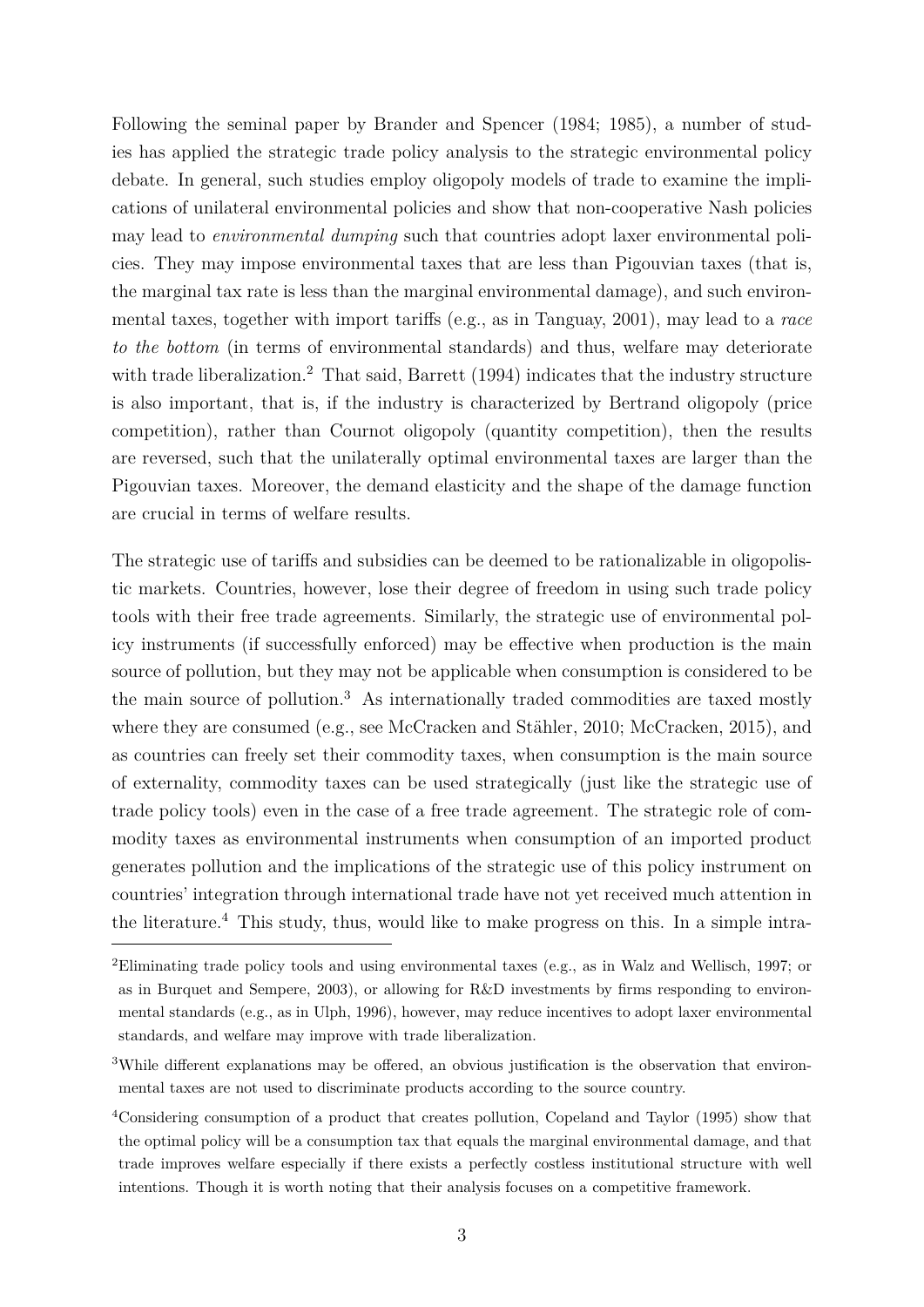Following the seminal paper by Brander and Spencer (1984; 1985), a number of studies has applied the strategic trade policy analysis to the strategic environmental policy debate. In general, such studies employ oligopoly models of trade to examine the implications of unilateral environmental policies and show that non-cooperative Nash policies may lead to *environmental dumping* such that countries adopt laxer environmental policies. They may impose environmental taxes that are less than Pigouvian taxes (that is, the marginal tax rate is less than the marginal environmental damage), and such environmental taxes, together with import tariffs (e.g., as in Tanguay, 2001), may lead to a *race to the bottom* (in terms of environmental standards) and thus, welfare may deteriorate with trade liberalization.[2] That said, Barrett (1994) indicates that the industry structure is also important, that is, if the industry is characterized by Bertrand oligopoly (price competition), rather than Cournot oligopoly (quantity competition), then the results are reversed, such that the unilaterally optimal environmental taxes are larger than the Pigouvian taxes. Moreover, the demand elasticity and the shape of the damage function are crucial in terms of welfare results.

The strategic use of tariffs and subsidies can be deemed to be rationalizable in oligopolistic markets. Countries, however, lose their degree of freedom in using such trade policy tools with their free trade agreements. Similarly, the strategic use of environmental policy instruments (if successfully enforced) may be effective when production is the main source of pollution, but they may not be applicable when consumption is considered to be the main source of pollution.[3] As internationally traded commodities are taxed mostly where they are consumed (e.g., see McCracken and Stähler, 2010; McCracken, 2015), and as countries can freely set their commodity taxes, when consumption is the main source of externality, commodity taxes can be used strategically (just like the strategic use of trade policy tools) even in the case of a free trade agreement. The strategic role of commodity taxes as environmental instruments when consumption of an imported product generates pollution and the implications of the strategic use of this policy instrument on countries' integration through international trade have not yet received much attention in the literature.[4] This study, thus, would like to make progress on this. In a simple intra-

[2]Eliminating trade policy tools and using environmental taxes (e.g., as in Walz and Wellisch, 1997; or as in Burquet and Sempere, 2003), or allowing for R&D investments by firms responding to environmental standards (e.g., as in Ulph, 1996), however, may reduce incentives to adopt laxer environmental standards, and welfare may improve with trade liberalization.

[3]While different explanations may be offered, an obvious justification is the observation that environmental taxes are not used to discriminate products according to the source country.

[4]Considering consumption of a product that creates pollution, Copeland and Taylor (1995) show that the optimal policy will be a consumption tax that equals the marginal environmental damage, and that trade improves welfare especially if there exists a perfectly costless institutional structure with well intentions. Though it is worth noting that their analysis focuses on a competitive framework.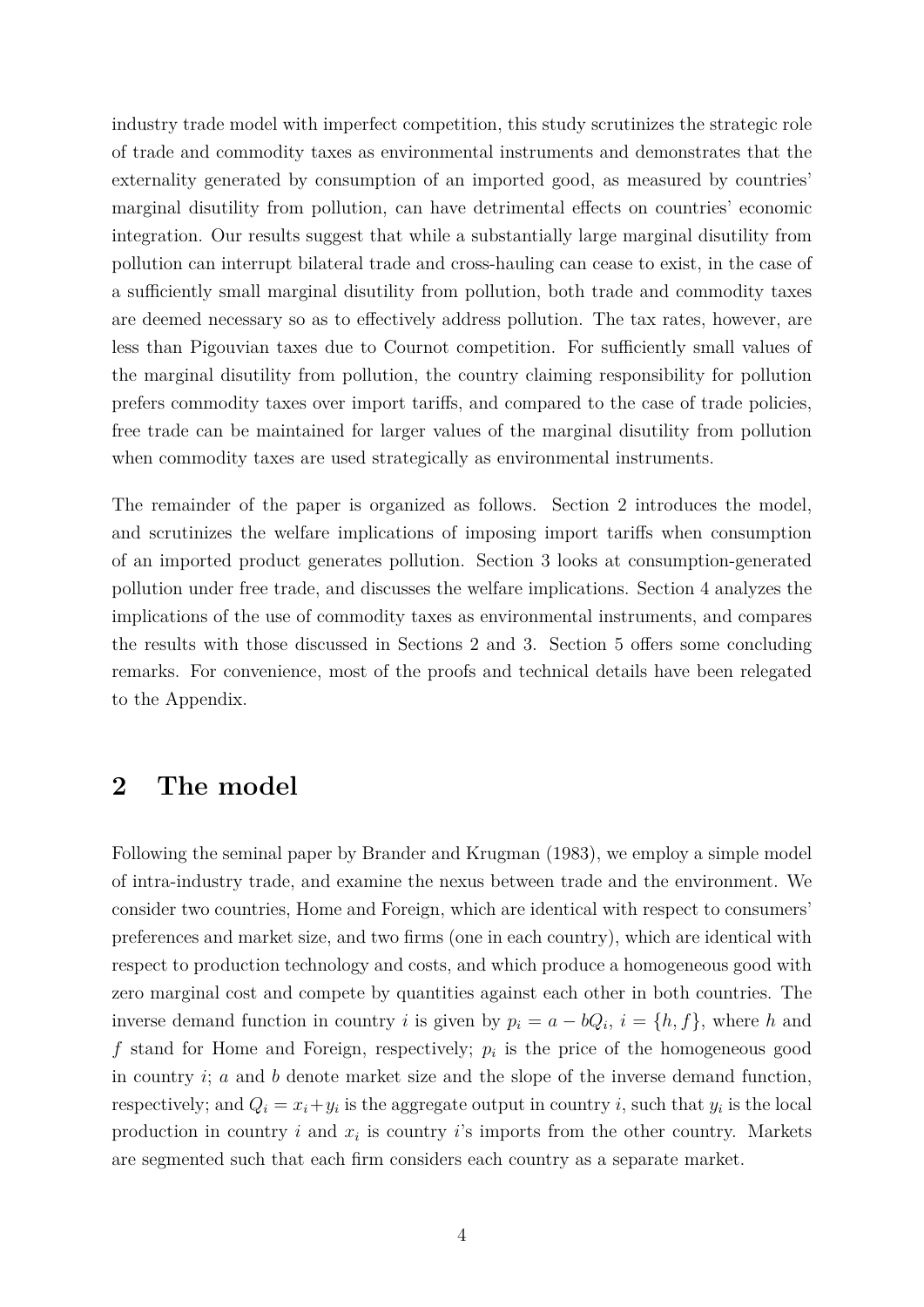industry trade model with imperfect competition, this study scrutinizes the strategic role of trade and commodity taxes as environmental instruments and demonstrates that the externality generated by consumption of an imported good, as measured by countries' marginal disutility from pollution, can have detrimental effects on countries' economic integration. Our results suggest that while a substantially large marginal disutility from pollution can interrupt bilateral trade and cross-hauling can cease to exist, in the case of a sufficiently small marginal disutility from pollution, both trade and commodity taxes are deemed necessary so as to effectively address pollution. The tax rates, however, are less than Pigouvian taxes due to Cournot competition. For sufficiently small values of the marginal disutility from pollution, the country claiming responsibility for pollution prefers commodity taxes over import tariffs, and compared to the case of trade policies, free trade can be maintained for larger values of the marginal disutility from pollution when commodity taxes are used strategically as environmental instruments.

The remainder of the paper is organized as follows. Section 2 introduces the model, and scrutinizes the welfare implications of imposing import tariffs when consumption of an imported product generates pollution. Section 3 looks at consumption-generated pollution under free trade, and discusses the welfare implications. Section 4 analyzes the implications of the use of commodity taxes as environmental instruments, and compares the results with those discussed in Sections 2 and 3. Section 5 offers some concluding remarks. For convenience, most of the proofs and technical details have been relegated to the Appendix.

## 2 The model

Following the seminal paper by Brander and Krugman (1983), we employ a simple model of intra-industry trade, and examine the nexus between trade and the environment. We consider two countries, Home and Foreign, which are identical with respect to consumers' preferences and market size, and two firms (one in each country), which are identical with respect to production technology and costs, and which produce a homogeneous good with zero marginal cost and compete by quantities against each other in both countries. The inverse demand function in country $i$ is given by $p_i = a - bQ_i$, $i = \{h, f\}$, where $h$ and $f$ stand for Home and Foreign, respectively; $p_i$ is the price of the homogeneous good in country $i$; $a$ and $b$ denote market size and the slope of the inverse demand function, respectively; and $Q_i = x_i + y_i$ is the aggregate output in country $i$, such that $y_i$ is the local production in country $i$ and $x_i$ is country $i$'s imports from the other country. Markets are segmented such that each firm considers each country as a separate market.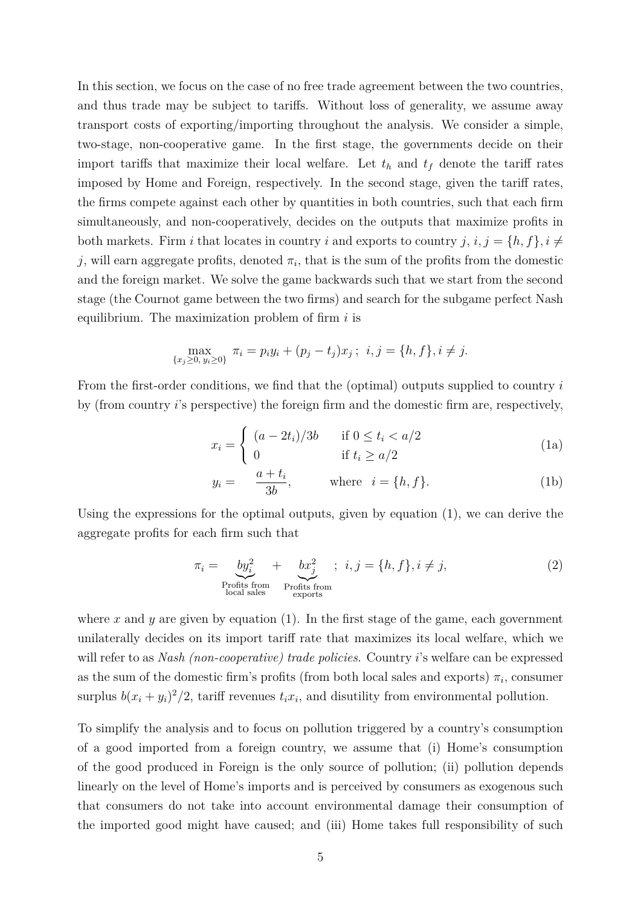In this section, we focus on the case of no free trade agreement between the two countries, and thus trade may be subject to tariffs. Without loss of generality, we assume away transport costs of exporting/importing throughout the analysis. We consider a simple, two-stage, non-cooperative game. In the first stage, the governments decide on their import tariffs that maximize their local welfare. Let $t_h$ and $t_f$ denote the tariff rates imposed by Home and Foreign, respectively. In the second stage, given the tariff rates, the firms compete against each other by quantities in both countries, such that each firm simultaneously, and non-cooperatively, decides on the outputs that maximize profits in both markets. Firm $i$ that locates in country $i$ and exports to country $j$, $i, j = \{h, f\}, i \neq j$, will earn aggregate profits, denoted $\pi_i$, that is the sum of the profits from the domestic and the foreign market. We solve the game backwards such that we start from the second stage (the Cournot game between the two firms) and search for the subgame perfect Nash equilibrium. The maximization problem of firm $i$ is

$$\max_{\{x_j \geq 0,\, y_i \geq 0\}} \; \pi_i = p_i y_i + (p_j - t_j)x_j \,; \;\; i, j = \{h, f\}, i \neq j.$$

From the first-order conditions, we find that the (optimal) outputs supplied to country $i$ by (from country $i$'s perspective) the foreign firm and the domestic firm are, respectively,

$$x_i = \begin{cases} (a - 2t_i)/3b & \text{if } 0 \leq t_i < a/2 \\ 0 & \text{if } t_i \geq a/2 \end{cases} \tag{1a}$$

$$y_i = \frac{a + t_i}{3b}, \qquad \text{where} \quad i = \{h, f\}. \tag{1b}$$

Using the expressions for the optimal outputs, given by equation (1), we can derive the aggregate profits for each firm such that

$$\pi_i = \underbrace{by_i^2}_{\substack{\text{Profits from} \\ \text{local sales}}} + \underbrace{bx_j^2}_{\substack{\text{Profits from} \\ \text{exports}}} \;\; ; \; i, j = \{h, f\}, i \neq j, \tag{2}$$

where $x$ and $y$ are given by equation (1). In the first stage of the game, each government unilaterally decides on its import tariff rate that maximizes its local welfare, which we will refer to as *Nash (non-cooperative) trade policies*. Country $i$'s welfare can be expressed as the sum of the domestic firm's profits (from both local sales and exports) $\pi_i$, consumer surplus $b(x_i + y_i)^2/2$, tariff revenues $t_i x_i$, and disutility from environmental pollution.

To simplify the analysis and to focus on pollution triggered by a country's consumption of a good imported from a foreign country, we assume that (i) Home's consumption of the good produced in Foreign is the only source of pollution; (ii) pollution depends linearly on the level of Home's imports and is perceived by consumers as exogenous such that consumers do not take into account environmental damage their consumption of the imported good might have caused; and (iii) Home takes full responsibility of such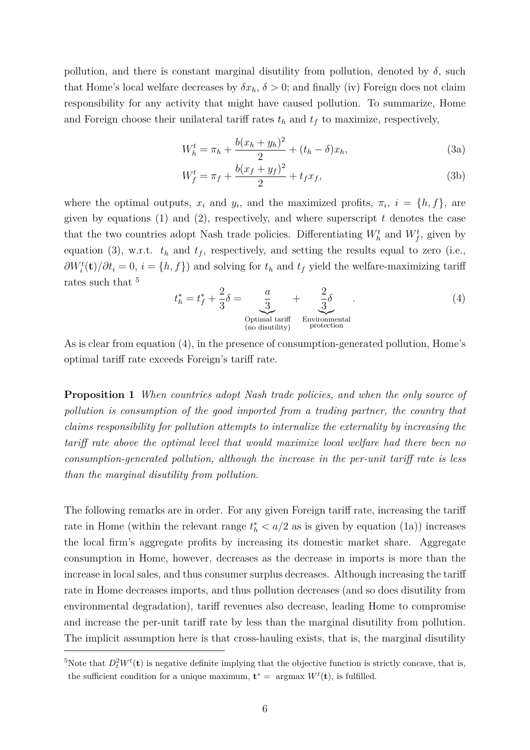pollution, and there is constant marginal disutility from pollution, denoted by $\delta$, such that Home's local welfare decreases by $\delta x_h$, $\delta > 0$; and finally (iv) Foreign does not claim responsibility for any activity that might have caused pollution. To summarize, Home and Foreign choose their unilateral tariff rates $t_h$ and $t_f$ to maximize, respectively,

$$W_h^t = \pi_h + \frac{b(x_h + y_h)^2}{2} + (t_h - \delta)x_h, \tag{3a}$$

$$W_f^t = \pi_f + \frac{b(x_f + y_f)^2}{2} + t_f x_f, \tag{3b}$$

where the optimal outputs, $x_i$ and $y_i$, and the maximized profits, $\pi_i$, $i = \{h, f\}$, are given by equations (1) and (2), respectively, and where superscript $t$ denotes the case that the two countries adopt Nash trade policies. Differentiating $W_h^t$ and $W_f^t$, given by equation (3), w.r.t. $t_h$ and $t_f$, respectively, and setting the results equal to zero (i.e., $\partial W_i^t(\mathbf{t})/\partial t_i = 0$, $i = \{h, f\}$) and solving for $t_h$ and $t_f$ yield the welfare-maximizing tariff rates such that [5]

$$t_h^* = t_f^* + \frac{2}{3}\delta = \underbrace{\frac{a}{3}}_{\substack{\text{Optimal tariff} \\ \text{(no disutility)}}} + \underbrace{\frac{2}{3}\delta}_{\substack{\text{Environmental} \\ \text{protection}}}. \tag{4}$$

As is clear from equation (4), in the presence of consumption-generated pollution, Home's optimal tariff rate exceeds Foreign's tariff rate.

**Proposition 1** *When countries adopt Nash trade policies, and when the only source of pollution is consumption of the good imported from a trading partner, the country that claims responsibility for pollution attempts to internalize the externality by increasing the tariff rate above the optimal level that would maximize local welfare had there been no consumption-generated pollution, although the increase in the per-unit tariff rate is less than the marginal disutility from pollution.*

The following remarks are in order. For any given Foreign tariff rate, increasing the tariff rate in Home (within the relevant range $t_h^* < a/2$ as is given by equation (1a)) increases the local firm's aggregate profits by increasing its domestic market share. Aggregate consumption in Home, however, decreases as the decrease in imports is more than the increase in local sales, and thus consumer surplus decreases. Although increasing the tariff rate in Home decreases imports, and thus pollution decreases (and so does disutility from environmental degradation), tariff revenues also decrease, leading Home to compromise and increase the per-unit tariff rate by less than the marginal disutility from pollution. The implicit assumption here is that cross-hauling exists, that is, the marginal disutility

[5] Note that $D_t^2 W^t(\mathbf{t})$ is negative definite implying that the objective function is strictly concave, that is, the sufficient condition for a unique maximum, $\mathbf{t}^* = \text{ argmax } W^t(\mathbf{t})$, is fulfilled.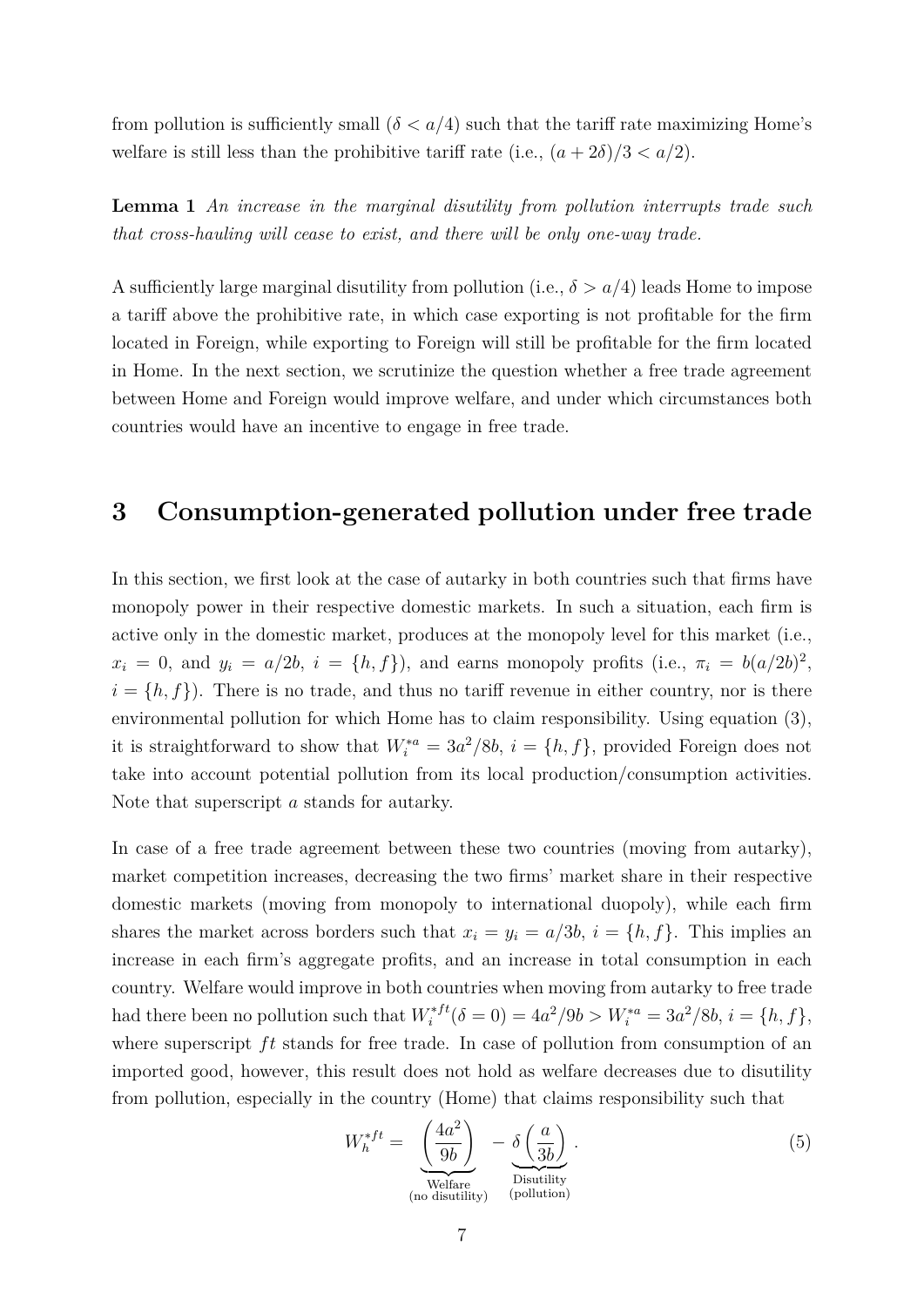from pollution is sufficiently small ($\delta < a/4$) such that the tariff rate maximizing Home's welfare is still less than the prohibitive tariff rate (i.e., $(a + 2\delta)/3 < a/2$).

**Lemma 1** *An increase in the marginal disutility from pollution interrupts trade such that cross-hauling will cease to exist, and there will be only one-way trade.*

A sufficiently large marginal disutility from pollution (i.e., $\delta > a/4$) leads Home to impose a tariff above the prohibitive rate, in which case exporting is not profitable for the firm located in Foreign, while exporting to Foreign will still be profitable for the firm located in Home. In the next section, we scrutinize the question whether a free trade agreement between Home and Foreign would improve welfare, and under which circumstances both countries would have an incentive to engage in free trade.

# 3 Consumption-generated pollution under free trade

In this section, we first look at the case of autarky in both countries such that firms have monopoly power in their respective domestic markets. In such a situation, each firm is active only in the domestic market, produces at the monopoly level for this market (i.e., $x_i = 0$, and $y_i = a/2b$, $i = \{h, f\}$), and earns monopoly profits (i.e., $\pi_i = b(a/2b)^2$, $i = \{h, f\}$). There is no trade, and thus no tariff revenue in either country, nor is there environmental pollution for which Home has to claim responsibility. Using equation (3), it is straightforward to show that $W_i^{*a} = 3a^2/8b$, $i = \{h, f\}$, provided Foreign does not take into account potential pollution from its local production/consumption activities. Note that superscript $a$ stands for autarky.

In case of a free trade agreement between these two countries (moving from autarky), market competition increases, decreasing the two firms' market share in their respective domestic markets (moving from monopoly to international duopoly), while each firm shares the market across borders such that $x_i = y_i = a/3b$, $i = \{h, f\}$. This implies an increase in each firm's aggregate profits, and an increase in total consumption in each country. Welfare would improve in both countries when moving from autarky to free trade had there been no pollution such that $W_i^{*ft}(\delta = 0) = 4a^2/9b > W_i^{*a} = 3a^2/8b$, $i = \{h, f\}$, where superscript $ft$ stands for free trade. In case of pollution from consumption of an imported good, however, this result does not hold as welfare decreases due to disutility from pollution, especially in the country (Home) that claims responsibility such that

$$W_h^{*ft} = \underbrace{\left(\frac{4a^2}{9b}\right)}_{\substack{\text{Welfare} \\ \text{(no disutility)}}} - \underbrace{\delta\left(\frac{a}{3b}\right)}_{\substack{\text{Disutility} \\ \text{(pollution)}}}. \tag{5}$$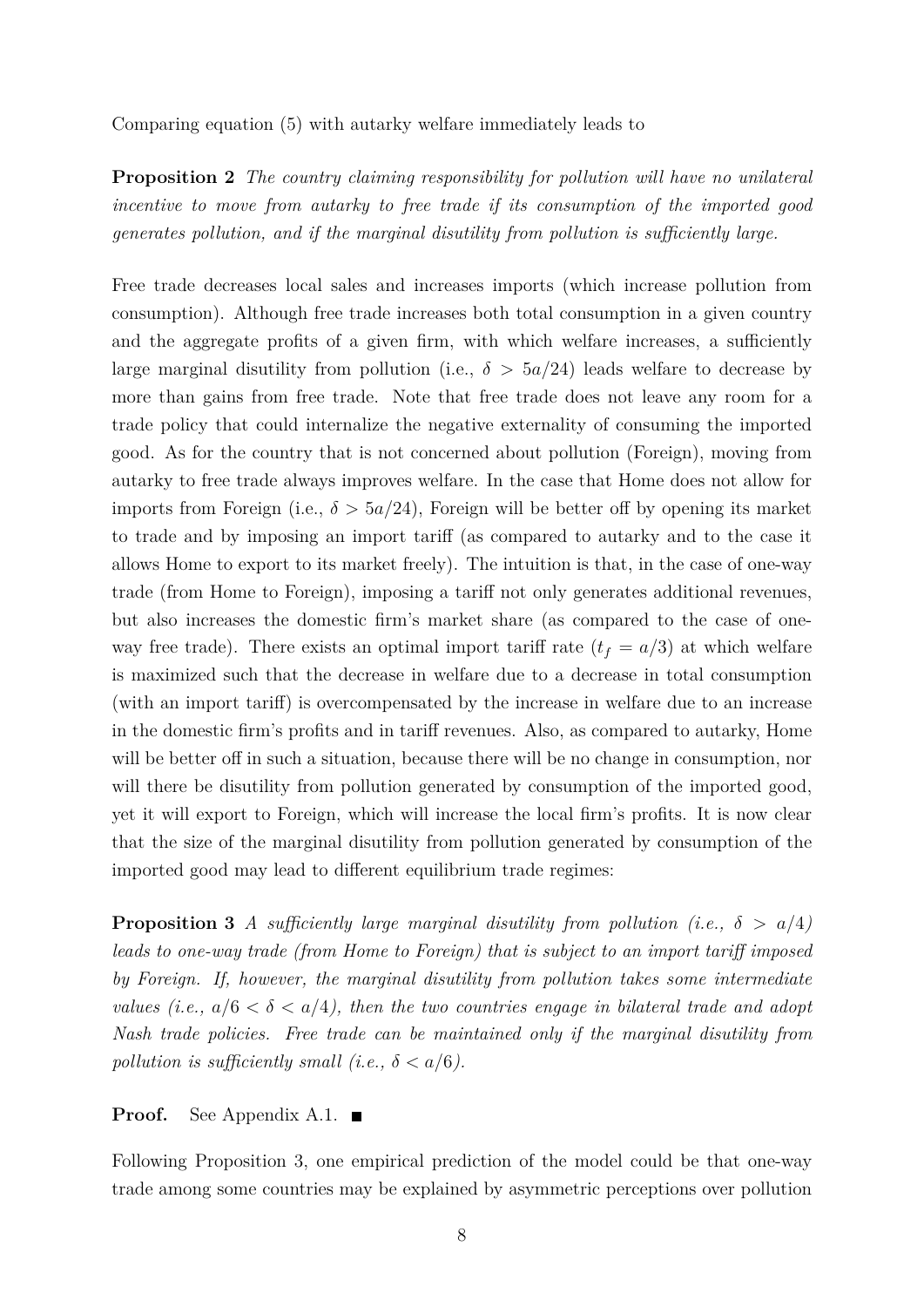Comparing equation (5) with autarky welfare immediately leads to

**Proposition 2** *The country claiming responsibility for pollution will have no unilateral incentive to move from autarky to free trade if its consumption of the imported good generates pollution, and if the marginal disutility from pollution is sufficiently large.*

Free trade decreases local sales and increases imports (which increase pollution from consumption). Although free trade increases both total consumption in a given country and the aggregate profits of a given firm, with which welfare increases, a sufficiently large marginal disutility from pollution (i.e., $\delta > 5a/24$) leads welfare to decrease by more than gains from free trade. Note that free trade does not leave any room for a trade policy that could internalize the negative externality of consuming the imported good. As for the country that is not concerned about pollution (Foreign), moving from autarky to free trade always improves welfare. In the case that Home does not allow for imports from Foreign (i.e., $\delta > 5a/24$), Foreign will be better off by opening its market to trade and by imposing an import tariff (as compared to autarky and to the case it allows Home to export to its market freely). The intuition is that, in the case of one-way trade (from Home to Foreign), imposing a tariff not only generates additional revenues, but also increases the domestic firm's market share (as compared to the case of one-way free trade). There exists an optimal import tariff rate ($t_f = a/3$) at which welfare is maximized such that the decrease in welfare due to a decrease in total consumption (with an import tariff) is overcompensated by the increase in welfare due to an increase in the domestic firm's profits and in tariff revenues. Also, as compared to autarky, Home will be better off in such a situation, because there will be no change in consumption, nor will there be disutility from pollution generated by consumption of the imported good, yet it will export to Foreign, which will increase the local firm's profits. It is now clear that the size of the marginal disutility from pollution generated by consumption of the imported good may lead to different equilibrium trade regimes:

**Proposition 3** *A sufficiently large marginal disutility from pollution (i.e., $\delta > a/4$) leads to one-way trade (from Home to Foreign) that is subject to an import tariff imposed by Foreign. If, however, the marginal disutility from pollution takes some intermediate values (i.e., $a/6 < \delta < a/4$), then the two countries engage in bilateral trade and adopt Nash trade policies. Free trade can be maintained only if the marginal disutility from pollution is sufficiently small (i.e., $\delta < a/6$).*

**Proof.** See Appendix A.1. ■

Following Proposition 3, one empirical prediction of the model could be that one-way trade among some countries may be explained by asymmetric perceptions over pollution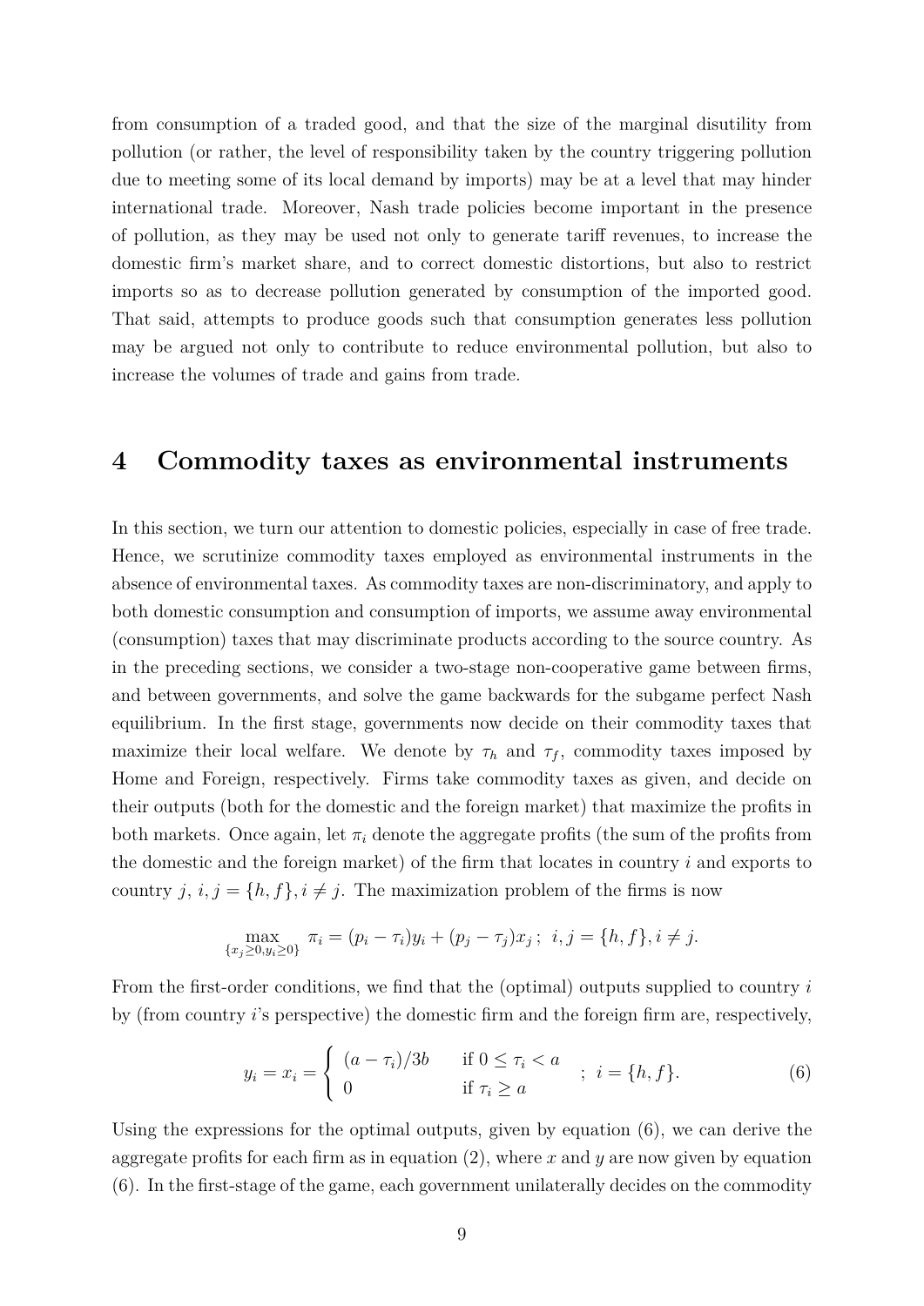from consumption of a traded good, and that the size of the marginal disutility from pollution (or rather, the level of responsibility taken by the country triggering pollution due to meeting some of its local demand by imports) may be at a level that may hinder international trade. Moreover, Nash trade policies become important in the presence of pollution, as they may be used not only to generate tariff revenues, to increase the domestic firm's market share, and to correct domestic distortions, but also to restrict imports so as to decrease pollution generated by consumption of the imported good. That said, attempts to produce goods such that consumption generates less pollution may be argued not only to contribute to reduce environmental pollution, but also to increase the volumes of trade and gains from trade.

## 4 Commodity taxes as environmental instruments

In this section, we turn our attention to domestic policies, especially in case of free trade. Hence, we scrutinize commodity taxes employed as environmental instruments in the absence of environmental taxes. As commodity taxes are non-discriminatory, and apply to both domestic consumption and consumption of imports, we assume away environmental (consumption) taxes that may discriminate products according to the source country. As in the preceding sections, we consider a two-stage non-cooperative game between firms, and between governments, and solve the game backwards for the subgame perfect Nash equilibrium. In the first stage, governments now decide on their commodity taxes that maximize their local welfare. We denote by $\tau_h$ and $\tau_f$, commodity taxes imposed by Home and Foreign, respectively. Firms take commodity taxes as given, and decide on their outputs (both for the domestic and the foreign market) that maximize the profits in both markets. Once again, let $\pi_i$ denote the aggregate profits (the sum of the profits from the domestic and the foreign market) of the firm that locates in country $i$ and exports to country $j$, $i, j = \{h, f\}, i \neq j$. The maximization problem of the firms is now

$$\max_{\{x_j \geq 0, y_i \geq 0\}} \ \pi_i = (p_i - \tau_i)y_i + (p_j - \tau_j)x_j \, ; \ i, j = \{h, f\}, i \neq j.$$

From the first-order conditions, we find that the (optimal) outputs supplied to country $i$ by (from country $i$'s perspective) the domestic firm and the foreign firm are, respectively,

$$y_i = x_i = \begin{cases} (a - \tau_i)/3b & \text{if } 0 \leq \tau_i < a \\ 0 & \text{if } \tau_i \geq a \end{cases} \ ; \ i = \{h, f\}. \tag{6}$$

Using the expressions for the optimal outputs, given by equation (6), we can derive the aggregate profits for each firm as in equation (2), where $x$ and $y$ are now given by equation (6). In the first-stage of the game, each government unilaterally decides on the commodity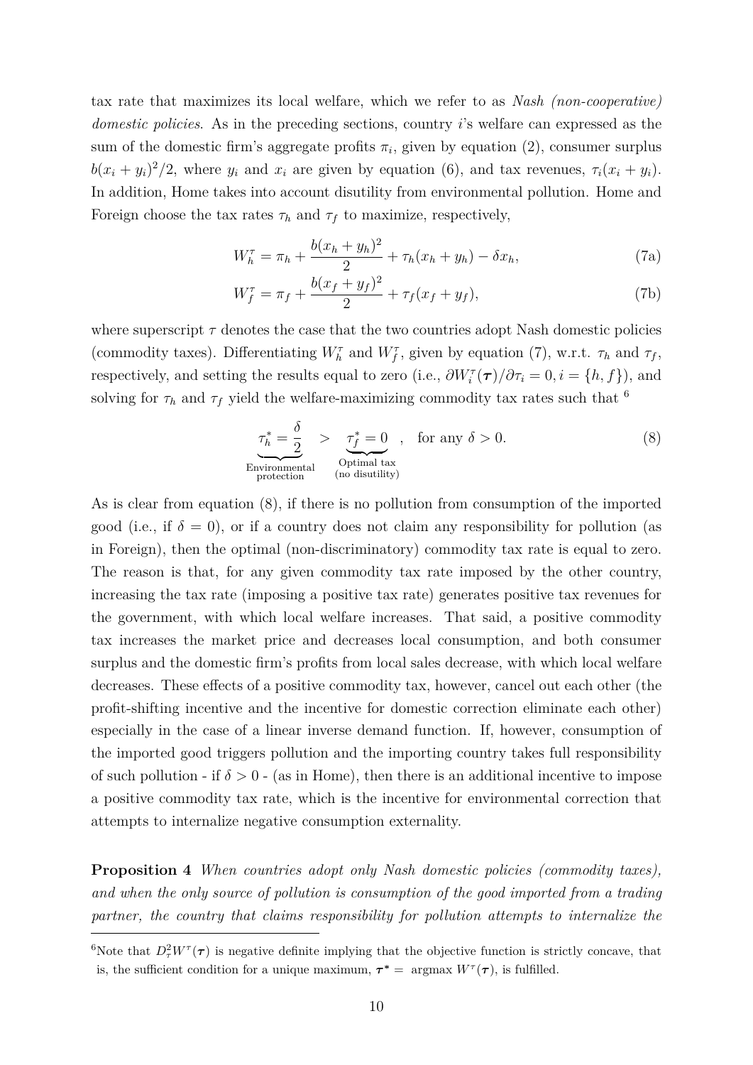tax rate that maximizes its local welfare, which we refer to as *Nash (non-cooperative) domestic policies*. As in the preceding sections, country $i$'s welfare can expressed as the sum of the domestic firm's aggregate profits $\pi_i$, given by equation (2), consumer surplus $b(x_i + y_i)^2/2$, where $y_i$ and $x_i$ are given by equation (6), and tax revenues, $\tau_i(x_i + y_i)$. In addition, Home takes into account disutility from environmental pollution. Home and Foreign choose the tax rates $\tau_h$ and $\tau_f$ to maximize, respectively,

$$W_h^\tau = \pi_h + \frac{b(x_h + y_h)^2}{2} + \tau_h(x_h + y_h) - \delta x_h, \tag{7a}$$

$$W_f^\tau = \pi_f + \frac{b(x_f + y_f)^2}{2} + \tau_f(x_f + y_f), \tag{7b}$$

where superscript $\tau$ denotes the case that the two countries adopt Nash domestic policies (commodity taxes). Differentiating $W_h^\tau$ and $W_f^\tau$, given by equation (7), w.r.t. $\tau_h$ and $\tau_f$, respectively, and setting the results equal to zero (i.e., $\partial W_i^\tau(\boldsymbol{\tau})/\partial \tau_i = 0, i = \{h, f\}$), and solving for $\tau_h$ and $\tau_f$ yield the welfare-maximizing commodity tax rates such that [6]

$$\underbrace{\tau_h^* = \frac{\delta}{2}}_{\substack{\text{Environmental} \\ \text{protection}}} \quad > \quad \underbrace{\tau_f^* = 0}_{\substack{\text{Optimal tax} \\ \text{(no disutility)}}} \quad , \quad \text{for any } \delta > 0. \tag{8}$$

As is clear from equation (8), if there is no pollution from consumption of the imported good (i.e., if $\delta = 0$), or if a country does not claim any responsibility for pollution (as in Foreign), then the optimal (non-discriminatory) commodity tax rate is equal to zero. The reason is that, for any given commodity tax rate imposed by the other country, increasing the tax rate (imposing a positive tax rate) generates positive tax revenues for the government, with which local welfare increases. That said, a positive commodity tax increases the market price and decreases local consumption, and both consumer surplus and the domestic firm's profits from local sales decrease, with which local welfare decreases. These effects of a positive commodity tax, however, cancel out each other (the profit-shifting incentive and the incentive for domestic correction eliminate each other) especially in the case of a linear inverse demand function. If, however, consumption of the imported good triggers pollution and the importing country takes full responsibility of such pollution - if $\delta > 0$ - (as in Home), then there is an additional incentive to impose a positive commodity tax rate, which is the incentive for environmental correction that attempts to internalize negative consumption externality.

**Proposition 4** *When countries adopt only Nash domestic policies (commodity taxes), and when the only source of pollution is consumption of the good imported from a trading partner, the country that claims responsibility for pollution attempts to internalize the*

[6] Note that $D_\tau^2 W^\tau(\boldsymbol{\tau})$ is negative definite implying that the objective function is strictly concave, that is, the sufficient condition for a unique maximum, $\boldsymbol{\tau}^* = \text{ argmax } W^\tau(\boldsymbol{\tau})$, is fulfilled.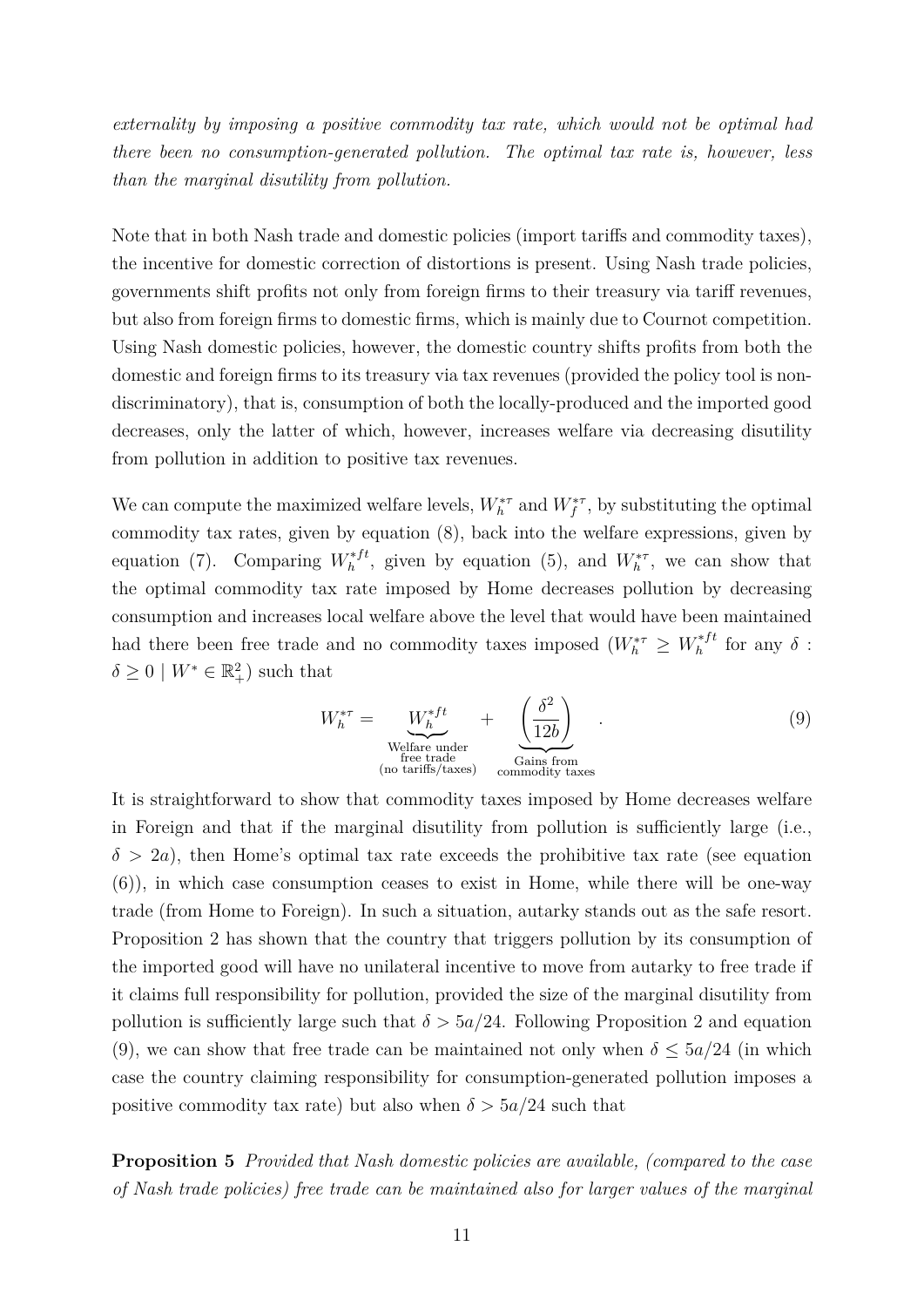*externality by imposing a positive commodity tax rate, which would not be optimal had there been no consumption-generated pollution. The optimal tax rate is, however, less than the marginal disutility from pollution.*

Note that in both Nash trade and domestic policies (import tariffs and commodity taxes), the incentive for domestic correction of distortions is present. Using Nash trade policies, governments shift profits not only from foreign firms to their treasury via tariff revenues, but also from foreign firms to domestic firms, which is mainly due to Cournot competition. Using Nash domestic policies, however, the domestic country shifts profits from both the domestic and foreign firms to its treasury via tax revenues (provided the policy tool is non-discriminatory), that is, consumption of both the locally-produced and the imported good decreases, only the latter of which, however, increases welfare via decreasing disutility from pollution in addition to positive tax revenues.

We can compute the maximized welfare levels, $W_h^{*\tau}$ and $W_f^{*\tau}$, by substituting the optimal commodity tax rates, given by equation (8), back into the welfare expressions, given by equation (7). Comparing $W_h^{*ft}$, given by equation (5), and $W_h^{*\tau}$, we can show that the optimal commodity tax rate imposed by Home decreases pollution by decreasing consumption and increases local welfare above the level that would have been maintained had there been free trade and no commodity taxes imposed ($W_h^{*\tau} \geq W_h^{*ft}$ for any $\delta$ : $\delta \geq 0 \mid W^* \in \mathbb{R}_+^2$) such that

$$W_h^{*\tau} = \underbrace{W_h^{*ft}}_{\substack{\text{Welfare under} \\ \text{free trade} \\ \text{(no tariffs/taxes)}}} + \underbrace{\left(\frac{\delta^2}{12b}\right)}_{\substack{\text{Gains from} \\ \text{commodity taxes}}} \quad . \tag{9}$$

It is straightforward to show that commodity taxes imposed by Home decreases welfare in Foreign and that if the marginal disutility from pollution is sufficiently large (i.e., $\delta > 2a$), then Home's optimal tax rate exceeds the prohibitive tax rate (see equation (6)), in which case consumption ceases to exist in Home, while there will be one-way trade (from Home to Foreign). In such a situation, autarky stands out as the safe resort. Proposition 2 has shown that the country that triggers pollution by its consumption of the imported good will have no unilateral incentive to move from autarky to free trade if it claims full responsibility for pollution, provided the size of the marginal disutility from pollution is sufficiently large such that $\delta > 5a/24$. Following Proposition 2 and equation (9), we can show that free trade can be maintained not only when $\delta \leq 5a/24$ (in which case the country claiming responsibility for consumption-generated pollution imposes a positive commodity tax rate) but also when $\delta > 5a/24$ such that

**Proposition 5** *Provided that Nash domestic policies are available, (compared to the case of Nash trade policies) free trade can be maintained also for larger values of the marginal*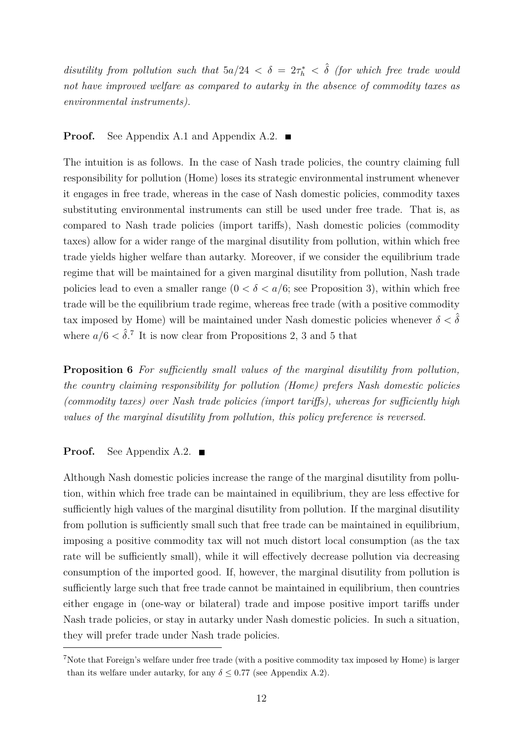*disutility from pollution such that $5a/24 < \delta = 2\tau_h^* < \hat{\delta}$ (for which free trade would not have improved welfare as compared to autarky in the absence of commodity taxes as environmental instruments).*

**Proof.** See Appendix A.1 and Appendix A.2. ■

The intuition is as follows. In the case of Nash trade policies, the country claiming full responsibility for pollution (Home) loses its strategic environmental instrument whenever it engages in free trade, whereas in the case of Nash domestic policies, commodity taxes substituting environmental instruments can still be used under free trade. That is, as compared to Nash trade policies (import tariffs), Nash domestic policies (commodity taxes) allow for a wider range of the marginal disutility from pollution, within which free trade yields higher welfare than autarky. Moreover, if we consider the equilibrium trade regime that will be maintained for a given marginal disutility from pollution, Nash trade policies lead to even a smaller range ($0 < \delta < a/6$; see Proposition 3), within which free trade will be the equilibrium trade regime, whereas free trade (with a positive commodity tax imposed by Home) will be maintained under Nash domestic policies whenever $\delta < \hat{\delta}$ where $a/6 < \hat{\delta}$.[7] It is now clear from Propositions 2, 3 and 5 that

**Proposition 6** *For sufficiently small values of the marginal disutility from pollution, the country claiming responsibility for pollution (Home) prefers Nash domestic policies (commodity taxes) over Nash trade policies (import tariffs), whereas for sufficiently high values of the marginal disutility from pollution, this policy preference is reversed.*

**Proof.** See Appendix A.2. ■

Although Nash domestic policies increase the range of the marginal disutility from pollution, within which free trade can be maintained in equilibrium, they are less effective for sufficiently high values of the marginal disutility from pollution. If the marginal disutility from pollution is sufficiently small such that free trade can be maintained in equilibrium, imposing a positive commodity tax will not much distort local consumption (as the tax rate will be sufficiently small), while it will effectively decrease pollution via decreasing consumption of the imported good. If, however, the marginal disutility from pollution is sufficiently large such that free trade cannot be maintained in equilibrium, then countries either engage in (one-way or bilateral) trade and impose positive import tariffs under Nash trade policies, or stay in autarky under Nash domestic policies. In such a situation, they will prefer trade under Nash trade policies.

[7] Note that Foreign's welfare under free trade (with a positive commodity tax imposed by Home) is larger than its welfare under autarky, for any $\delta \leq 0.77$ (see Appendix A.2).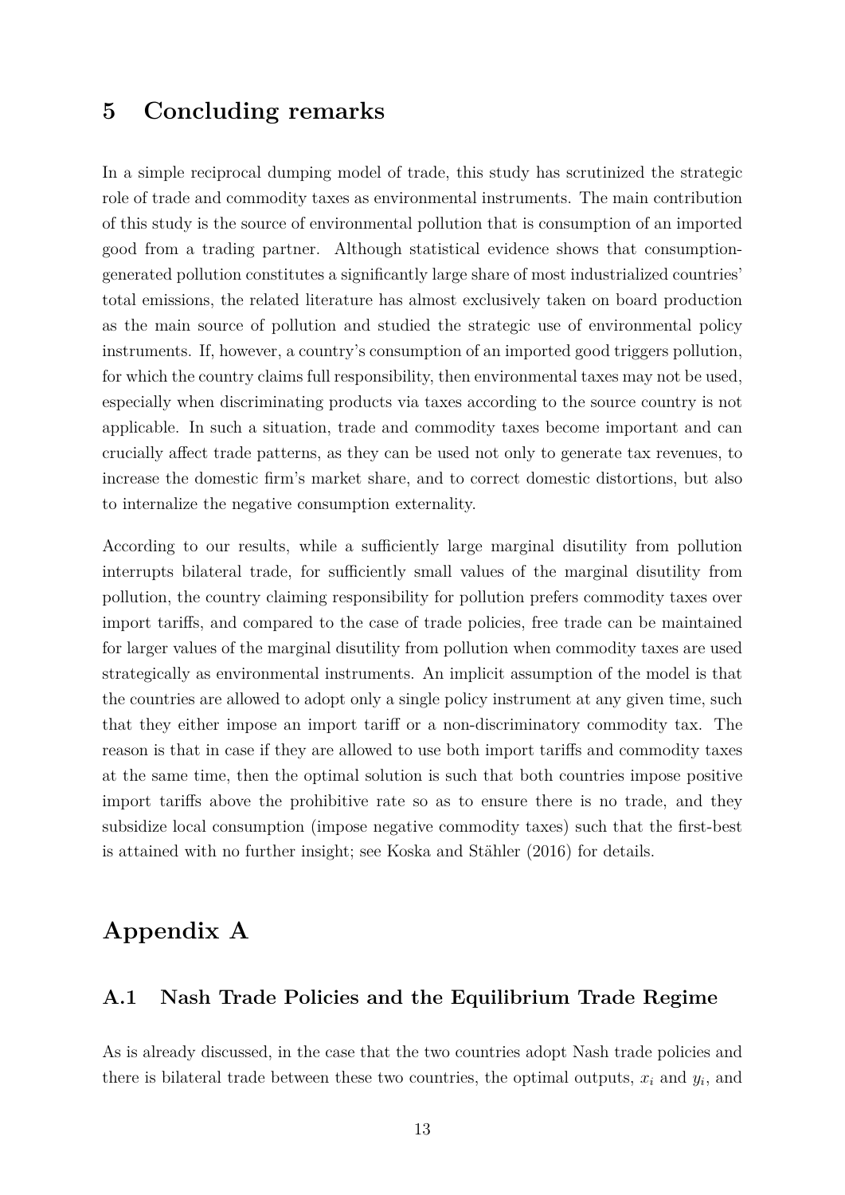## 5 Concluding remarks

In a simple reciprocal dumping model of trade, this study has scrutinized the strategic role of trade and commodity taxes as environmental instruments. The main contribution of this study is the source of environmental pollution that is consumption of an imported good from a trading partner. Although statistical evidence shows that consumption-generated pollution constitutes a significantly large share of most industrialized countries' total emissions, the related literature has almost exclusively taken on board production as the main source of pollution and studied the strategic use of environmental policy instruments. If, however, a country's consumption of an imported good triggers pollution, for which the country claims full responsibility, then environmental taxes may not be used, especially when discriminating products via taxes according to the source country is not applicable. In such a situation, trade and commodity taxes become important and can crucially affect trade patterns, as they can be used not only to generate tax revenues, to increase the domestic firm's market share, and to correct domestic distortions, but also to internalize the negative consumption externality.

According to our results, while a sufficiently large marginal disutility from pollution interrupts bilateral trade, for sufficiently small values of the marginal disutility from pollution, the country claiming responsibility for pollution prefers commodity taxes over import tariffs, and compared to the case of trade policies, free trade can be maintained for larger values of the marginal disutility from pollution when commodity taxes are used strategically as environmental instruments. An implicit assumption of the model is that the countries are allowed to adopt only a single policy instrument at any given time, such that they either impose an import tariff or a non-discriminatory commodity tax. The reason is that in case if they are allowed to use both import tariffs and commodity taxes at the same time, then the optimal solution is such that both countries impose positive import tariffs above the prohibitive rate so as to ensure there is no trade, and they subsidize local consumption (impose negative commodity taxes) such that the first-best is attained with no further insight; see Koska and Stähler (2016) for details.

# Appendix A

### A.1 Nash Trade Policies and the Equilibrium Trade Regime

As is already discussed, in the case that the two countries adopt Nash trade policies and there is bilateral trade between these two countries, the optimal outputs, $x_i$ and $y_i$, and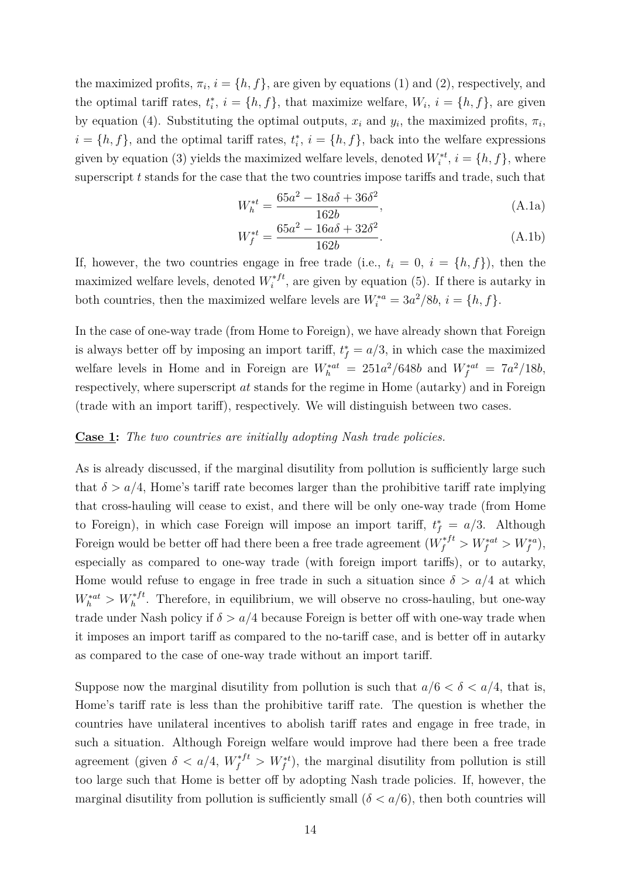the maximized profits, $\pi_i$, $i = \{h, f\}$, are given by equations (1) and (2), respectively, and the optimal tariff rates, $t_i^*$, $i = \{h, f\}$, that maximize welfare, $W_i$, $i = \{h, f\}$, are given by equation (4). Substituting the optimal outputs, $x_i$ and $y_i$, the maximized profits, $\pi_i$, $i = \{h, f\}$, and the optimal tariff rates, $t_i^*$, $i = \{h, f\}$, back into the welfare expressions given by equation (3) yields the maximized welfare levels, denoted $W_i^{*t}$, $i = \{h, f\}$, where superscript $t$ stands for the case that the two countries impose tariffs and trade, such that

$$W_h^{*t} = \frac{65a^2 - 18a\delta + 36\delta^2}{162b}, \tag{A.1a}$$

$$W_f^{*t} = \frac{65a^2 - 16a\delta + 32\delta^2}{162b}. \tag{A.1b}$$

If, however, the two countries engage in free trade (i.e., $t_i = 0$, $i = \{h, f\}$), then the maximized welfare levels, denoted $W_i^{*ft}$, are given by equation (5). If there is autarky in both countries, then the maximized welfare levels are $W_i^{*a} = 3a^2/8b$, $i = \{h, f\}$.

In the case of one-way trade (from Home to Foreign), we have already shown that Foreign is always better off by imposing an import tariff, $t_f^* = a/3$, in which case the maximized welfare levels in Home and in Foreign are $W_h^{*at} = 251a^2/648b$ and $W_f^{*at} = 7a^2/18b$, respectively, where superscript $at$ stands for the regime in Home (autarky) and in Foreign (trade with an import tariff), respectively. We will distinguish between two cases.

**Case 1:** *The two countries are initially adopting Nash trade policies.*

As is already discussed, if the marginal disutility from pollution is sufficiently large such that $\delta > a/4$, Home's tariff rate becomes larger than the prohibitive tariff rate implying that cross-hauling will cease to exist, and there will be only one-way trade (from Home to Foreign), in which case Foreign will impose an import tariff, $t_f^* = a/3$. Although Foreign would be better off had there been a free trade agreement ($W_f^{*ft} > W_f^{*at} > W_f^{*a}$), especially as compared to one-way trade (with foreign import tariffs), or to autarky, Home would refuse to engage in free trade in such a situation since $\delta > a/4$ at which $W_h^{*at} > W_h^{*ft}$. Therefore, in equilibrium, we will observe no cross-hauling, but one-way trade under Nash policy if $\delta > a/4$ because Foreign is better off with one-way trade when it imposes an import tariff as compared to the no-tariff case, and is better off in autarky as compared to the case of one-way trade without an import tariff.

Suppose now the marginal disutility from pollution is such that $a/6 < \delta < a/4$, that is, Home's tariff rate is less than the prohibitive tariff rate. The question is whether the countries have unilateral incentives to abolish tariff rates and engage in free trade, in such a situation. Although Foreign welfare would improve had there been a free trade agreement (given $\delta < a/4$, $W_f^{*ft} > W_f^{*t}$), the marginal disutility from pollution is still too large such that Home is better off by adopting Nash trade policies. If, however, the marginal disutility from pollution is sufficiently small ($\delta < a/6$), then both countries will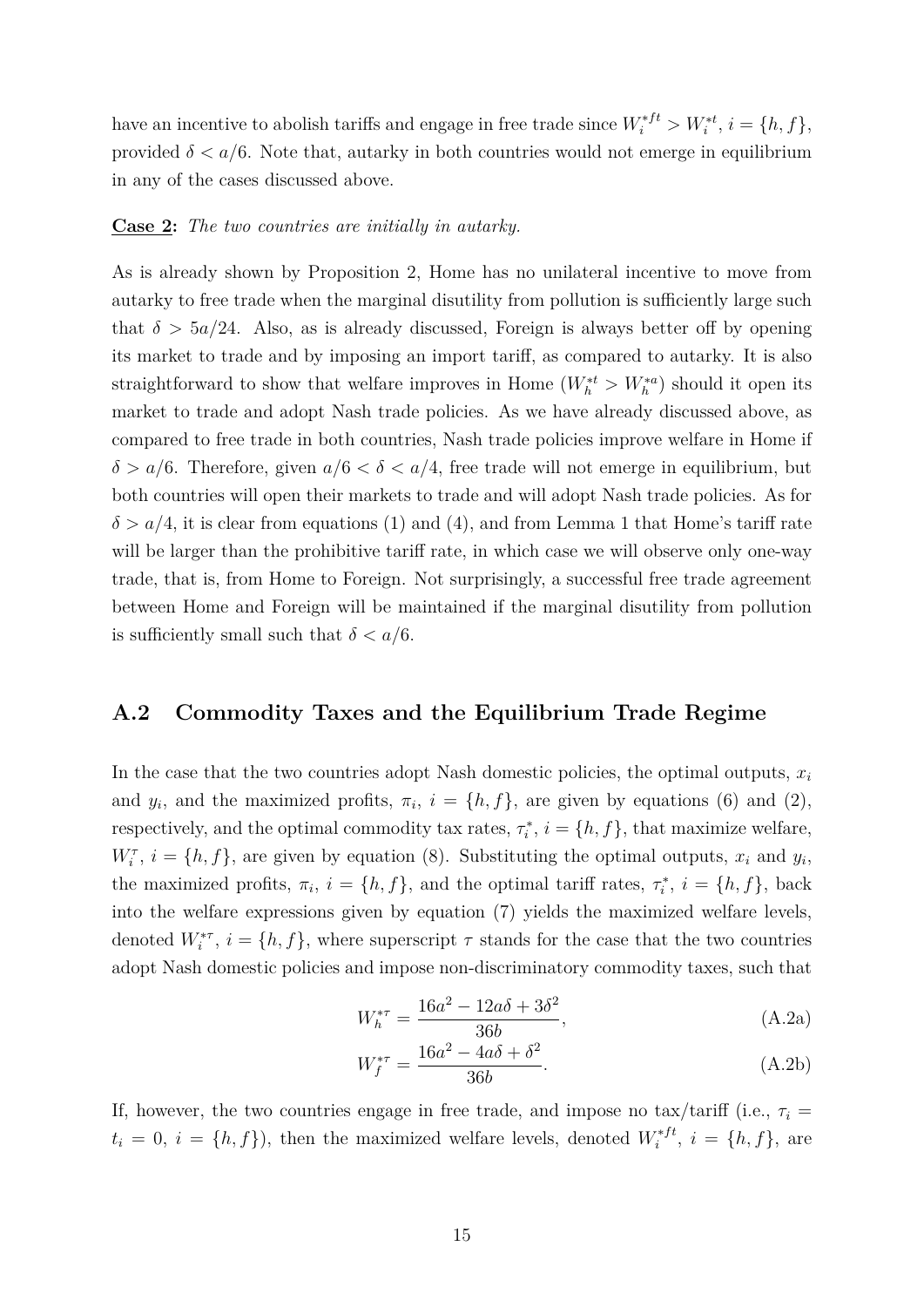have an incentive to abolish tariffs and engage in free trade since $W_i^{*ft} > W_i^{*t}$, $i = \{h, f\}$, provided $\delta < a/6$. Note that, autarky in both countries would not emerge in equilibrium in any of the cases discussed above.

**Case 2:** *The two countries are initially in autarky.*

As is already shown by Proposition 2, Home has no unilateral incentive to move from autarky to free trade when the marginal disutility from pollution is sufficiently large such that $\delta > 5a/24$. Also, as is already discussed, Foreign is always better off by opening its market to trade and by imposing an import tariff, as compared to autarky. It is also straightforward to show that welfare improves in Home ($W_h^{*t} > W_h^{*a}$) should it open its market to trade and adopt Nash trade policies. As we have already discussed above, as compared to free trade in both countries, Nash trade policies improve welfare in Home if $\delta > a/6$. Therefore, given $a/6 < \delta < a/4$, free trade will not emerge in equilibrium, but both countries will open their markets to trade and will adopt Nash trade policies. As for $\delta > a/4$, it is clear from equations (1) and (4), and from Lemma 1 that Home's tariff rate will be larger than the prohibitive tariff rate, in which case we will observe only one-way trade, that is, from Home to Foreign. Not surprisingly, a successful free trade agreement between Home and Foreign will be maintained if the marginal disutility from pollution is sufficiently small such that $\delta < a/6$.

## A.2 Commodity Taxes and the Equilibrium Trade Regime

In the case that the two countries adopt Nash domestic policies, the optimal outputs, $x_i$ and $y_i$, and the maximized profits, $\pi_i$, $i = \{h, f\}$, are given by equations (6) and (2), respectively, and the optimal commodity tax rates, $\tau_i^*$, $i = \{h, f\}$, that maximize welfare, $W_i^\tau$, $i = \{h, f\}$, are given by equation (8). Substituting the optimal outputs, $x_i$ and $y_i$, the maximized profits, $\pi_i$, $i = \{h, f\}$, and the optimal tariff rates, $\tau_i^*$, $i = \{h, f\}$, back into the welfare expressions given by equation (7) yields the maximized welfare levels, denoted $W_i^{*\tau}$, $i = \{h, f\}$, where superscript $\tau$ stands for the case that the two countries adopt Nash domestic policies and impose non-discriminatory commodity taxes, such that

$$W_h^{*\tau} = \frac{16a^2 - 12a\delta + 3\delta^2}{36b}, \tag{A.2a}$$

$$W_f^{*\tau} = \frac{16a^2 - 4a\delta + \delta^2}{36b}. \tag{A.2b}$$

If, however, the two countries engage in free trade, and impose no tax/tariff (i.e., $\tau_i = t_i = 0$, $i = \{h, f\}$), then the maximized welfare levels, denoted $W_i^{*ft}$, $i = \{h, f\}$, are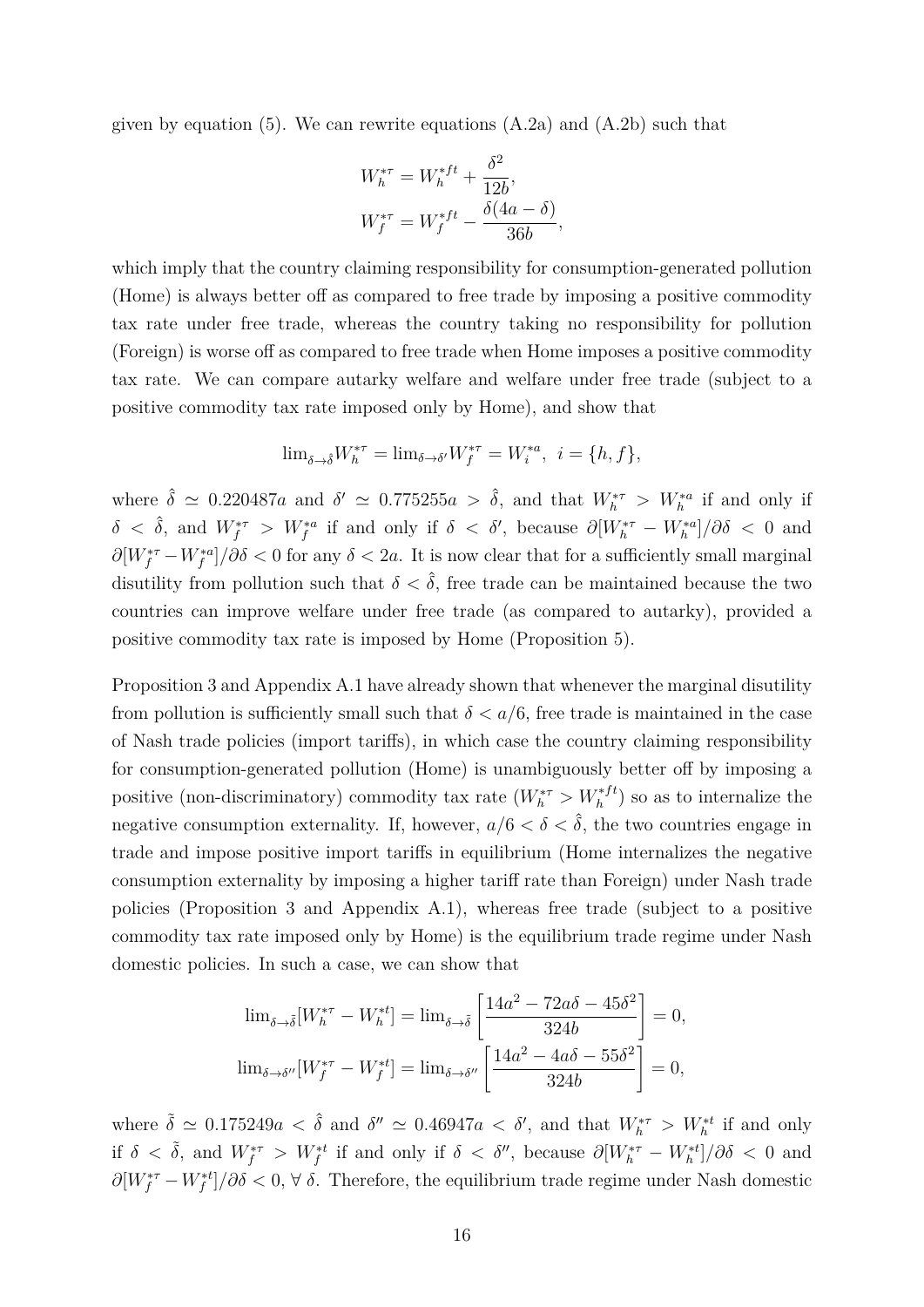given by equation (5). We can rewrite equations (A.2a) and (A.2b) such that

$$W_h^{*\tau} = W_h^{*ft} + \frac{\delta^2}{12b},$$
$$W_f^{*\tau} = W_f^{*ft} - \frac{\delta(4a - \delta)}{36b},$$

which imply that the country claiming responsibility for consumption-generated pollution (Home) is always better off as compared to free trade by imposing a positive commodity tax rate under free trade, whereas the country taking no responsibility for pollution (Foreign) is worse off as compared to free trade when Home imposes a positive commodity tax rate. We can compare autarky welfare and welfare under free trade (subject to a positive commodity tax rate imposed only by Home), and show that

$$\lim_{\delta \to \hat{\delta}} W_h^{*\tau} = \lim_{\delta \to \delta'} W_f^{*\tau} = W_i^{*a}, \;\; i = \{h, f\},$$

where $\hat{\delta} \simeq 0.220487a$ and $\delta' \simeq 0.775255a > \hat{\delta}$, and that $W_h^{*\tau} > W_h^{*a}$ if and only if $\delta < \hat{\delta}$, and $W_f^{*\tau} > W_f^{*a}$ if and only if $\delta < \delta'$, because $\partial[W_h^{*\tau} - W_h^{*a}]/\partial\delta < 0$ and $\partial[W_f^{*\tau} - W_f^{*a}]/\partial\delta < 0$ for any $\delta < 2a$. It is now clear that for a sufficiently small marginal disutility from pollution such that $\delta < \hat{\delta}$, free trade can be maintained because the two countries can improve welfare under free trade (as compared to autarky), provided a positive commodity tax rate is imposed by Home (Proposition 5).

Proposition 3 and Appendix A.1 have already shown that whenever the marginal disutility from pollution is sufficiently small such that $\delta < a/6$, free trade is maintained in the case of Nash trade policies (import tariffs), in which case the country claiming responsibility for consumption-generated pollution (Home) is unambiguously better off by imposing a positive (non-discriminatory) commodity tax rate ($W_h^{*\tau} > W_h^{*ft}$) so as to internalize the negative consumption externality. If, however, $a/6 < \delta < \hat{\delta}$, the two countries engage in trade and impose positive import tariffs in equilibrium (Home internalizes the negative consumption externality by imposing a higher tariff rate than Foreign) under Nash trade policies (Proposition 3 and Appendix A.1), whereas free trade (subject to a positive commodity tax rate imposed only by Home) is the equilibrium trade regime under Nash domestic policies. In such a case, we can show that

$$\lim_{\delta \to \tilde{\delta}} [W_h^{*\tau} - W_h^{*t}] = \lim_{\delta \to \tilde{\delta}} \left[ \frac{14a^2 - 72a\delta - 45\delta^2}{324b} \right] = 0,$$
$$\lim_{\delta \to \delta''} [W_f^{*\tau} - W_f^{*t}] = \lim_{\delta \to \delta''} \left[ \frac{14a^2 - 4a\delta - 55\delta^2}{324b} \right] = 0,$$

where $\tilde{\delta} \simeq 0.175249a < \hat{\delta}$ and $\delta'' \simeq 0.46947a < \delta'$, and that $W_h^{*\tau} > W_h^{*t}$ if and only if $\delta < \tilde{\delta}$, and $W_f^{*\tau} > W_f^{*t}$ if and only if $\delta < \delta''$, because $\partial[W_h^{*\tau} - W_h^{*t}]/\partial\delta < 0$ and $\partial[W_f^{*\tau} - W_f^{*t}]/\partial\delta < 0$, $\forall\ \delta$. Therefore, the equilibrium trade regime under Nash domestic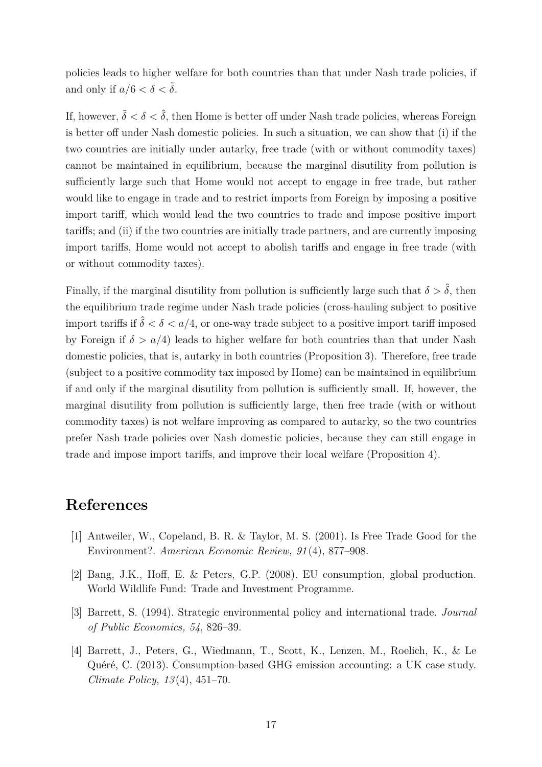policies leads to higher welfare for both countries than that under Nash trade policies, if and only if $a/6 < \delta < \tilde{\delta}$.

If, however, $\tilde{\delta} < \delta < \hat{\delta}$, then Home is better off under Nash trade policies, whereas Foreign is better off under Nash domestic policies. In such a situation, we can show that (i) if the two countries are initially under autarky, free trade (with or without commodity taxes) cannot be maintained in equilibrium, because the marginal disutility from pollution is sufficiently large such that Home would not accept to engage in free trade, but rather would like to engage in trade and to restrict imports from Foreign by imposing a positive import tariff, which would lead the two countries to trade and impose positive import tariffs; and (ii) if the two countries are initially trade partners, and are currently imposing import tariffs, Home would not accept to abolish tariffs and engage in free trade (with or without commodity taxes).

Finally, if the marginal disutility from pollution is sufficiently large such that $\delta > \hat{\delta}$, then the equilibrium trade regime under Nash trade policies (cross-hauling subject to positive import tariffs if $\hat{\delta} < \delta < a/4$, or one-way trade subject to a positive import tariff imposed by Foreign if $\delta > a/4$) leads to higher welfare for both countries than that under Nash domestic policies, that is, autarky in both countries (Proposition 3). Therefore, free trade (subject to a positive commodity tax imposed by Home) can be maintained in equilibrium if and only if the marginal disutility from pollution is sufficiently small. If, however, the marginal disutility from pollution is sufficiently large, then free trade (with or without commodity taxes) is not welfare improving as compared to autarky, so the two countries prefer Nash trade policies over Nash domestic policies, because they can still engage in trade and impose import tariffs, and improve their local welfare (Proposition 4).

# References

[1] Antweiler, W., Copeland, B. R. & Taylor, M. S. (2001). Is Free Trade Good for the Environment?. *American Economic Review, 91*(4), 877–908.

[2] Bang, J.K., Hoff, E. & Peters, G.P. (2008). EU consumption, global production. World Wildlife Fund: Trade and Investment Programme.

[3] Barrett, S. (1994). Strategic environmental policy and international trade. *Journal of Public Economics, 54*, 826–39.

[4] Barrett, J., Peters, G., Wiedmann, T., Scott, K., Lenzen, M., Roelich, K., & Le Quéré, C. (2013). Consumption-based GHG emission accounting: a UK case study. *Climate Policy, 13*(4), 451–70.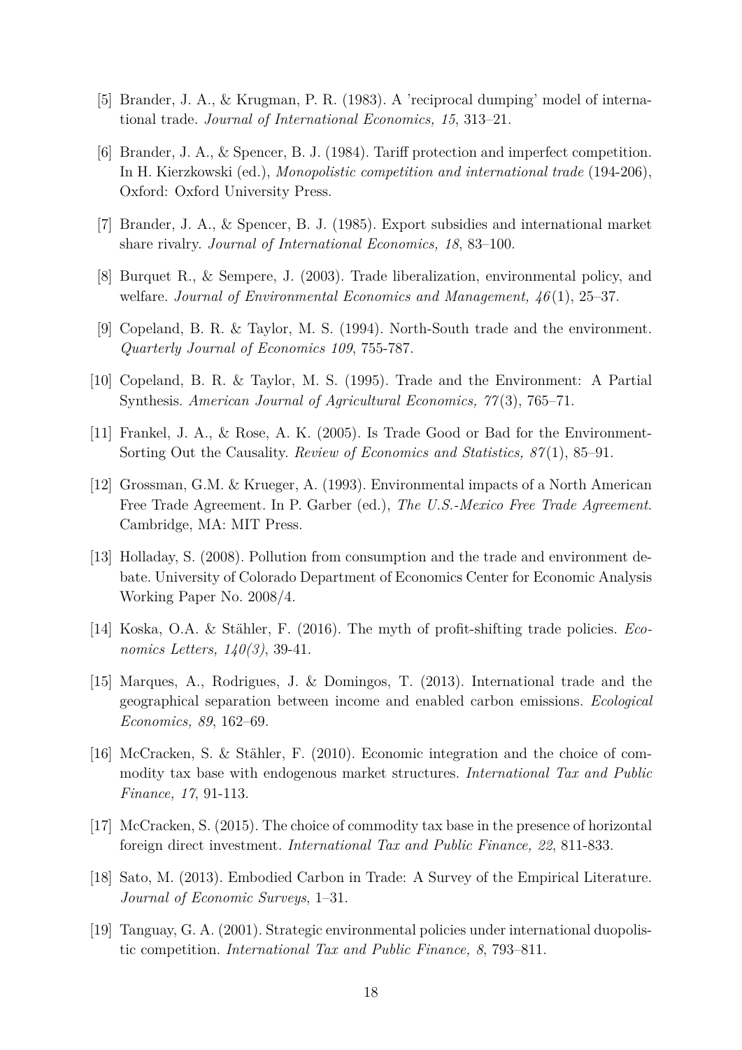[5] Brander, J. A., & Krugman, P. R. (1983). A 'reciprocal dumping' model of international trade. *Journal of International Economics, 15*, 313–21.

[6] Brander, J. A., & Spencer, B. J. (1984). Tariff protection and imperfect competition. In H. Kierzkowski (ed.), *Monopolistic competition and international trade* (194-206), Oxford: Oxford University Press.

[7] Brander, J. A., & Spencer, B. J. (1985). Export subsidies and international market share rivalry. *Journal of International Economics, 18*, 83–100.

[8] Burquet R., & Sempere, J. (2003). Trade liberalization, environmental policy, and welfare. *Journal of Environmental Economics and Management, 46*(1), 25–37.

[9] Copeland, B. R. & Taylor, M. S. (1994). North-South trade and the environment. *Quarterly Journal of Economics 109*, 755-787.

[10] Copeland, B. R. & Taylor, M. S. (1995). Trade and the Environment: A Partial Synthesis. *American Journal of Agricultural Economics, 77*(3), 765–71.

[11] Frankel, J. A., & Rose, A. K. (2005). Is Trade Good or Bad for the Environment-Sorting Out the Causality. *Review of Economics and Statistics, 87*(1), 85–91.

[12] Grossman, G.M. & Krueger, A. (1993). Environmental impacts of a North American Free Trade Agreement. In P. Garber (ed.), *The U.S.-Mexico Free Trade Agreement*. Cambridge, MA: MIT Press.

[13] Holladay, S. (2008). Pollution from consumption and the trade and environment debate. University of Colorado Department of Economics Center for Economic Analysis Working Paper No. 2008/4.

[14] Koska, O.A. & Stähler, F. (2016). The myth of profit-shifting trade policies. *Economics Letters, 140(3)*, 39-41.

[15] Marques, A., Rodrigues, J. & Domingos, T. (2013). International trade and the geographical separation between income and enabled carbon emissions. *Ecological Economics, 89*, 162–69.

[16] McCracken, S. & Stähler, F. (2010). Economic integration and the choice of commodity tax base with endogenous market structures. *International Tax and Public Finance, 17*, 91-113.

[17] McCracken, S. (2015). The choice of commodity tax base in the presence of horizontal foreign direct investment. *International Tax and Public Finance, 22*, 811-833.

[18] Sato, M. (2013). Embodied Carbon in Trade: A Survey of the Empirical Literature. *Journal of Economic Surveys*, 1–31.

[19] Tanguay, G. A. (2001). Strategic environmental policies under international duopolistic competition. *International Tax and Public Finance, 8*, 793–811.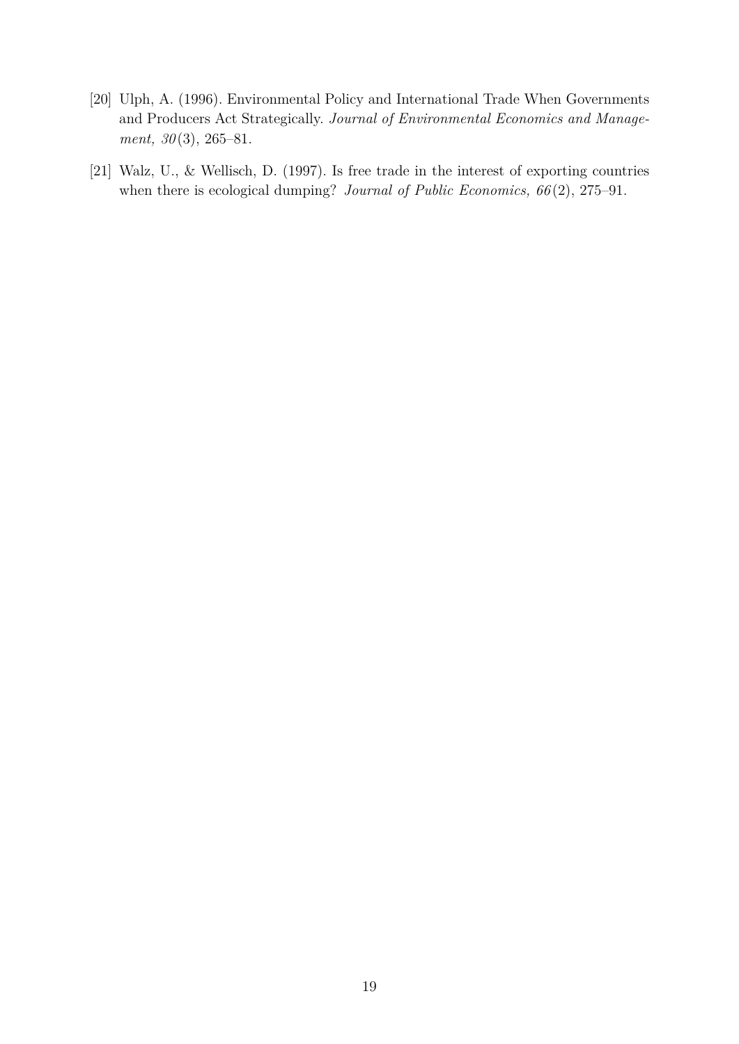[20] Ulph, A. (1996). Environmental Policy and International Trade When Governments and Producers Act Strategically. *Journal of Environmental Economics and Management, 30*(3), 265–81.

[21] Walz, U., & Wellisch, D. (1997). Is free trade in the interest of exporting countries when there is ecological dumping? *Journal of Public Economics, 66*(2), 275–91.